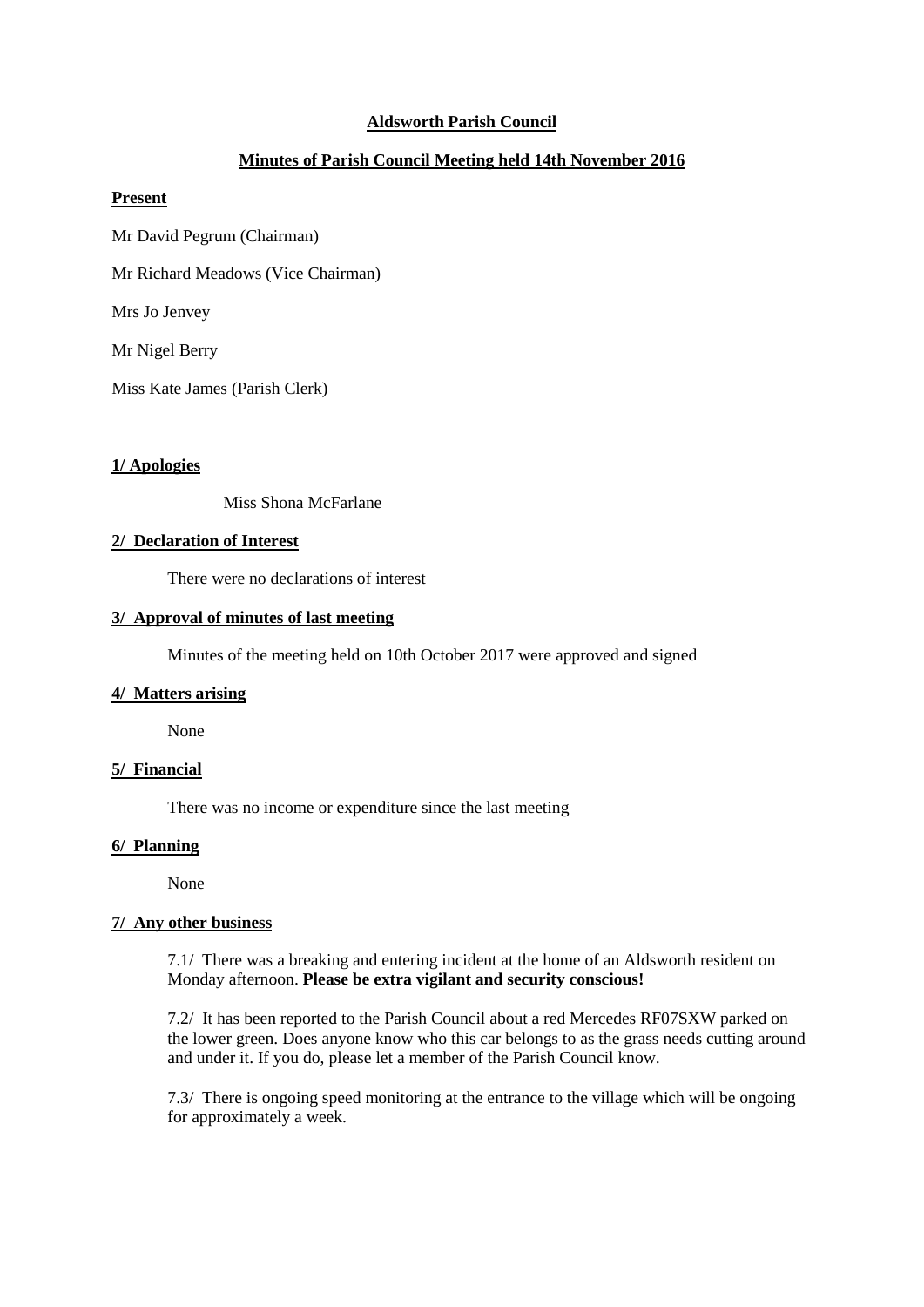# Aldsworth Parish Council

## Minutes of Parish Council Meeting held 14th November 2016

**Present**

Mr David Pegrum (Chairman)

Mr Richard Meadows (Vice Chairman)

Mrs Jo Jenvey

Mr Nigel Berry

Miss Kate James (Parish Clerk)

**1/ Apologies**

Miss Shona McFarlane

**2/ Declaration of Interest**

There were no declarations of interest

**3/ Approval of minutes of last meeting**

Minutes of the meeting held on 10th October 2017 were approved and signed

**4/ Matters arising**

None

**5/ Financial**

There was no income or expenditure since the last meeting

**6/ Planning**

None

**7/ Any other business**

7.1/ There was a breaking and entering incident at the home of an Aldsworth resident on Monday afternoon. **Please be extra vigilant and security conscious!**

7.2/ It has been reported to the Parish Council about a red Mercedes RF07SXW parked on the lower green. Does anyone know who this car belongs to as the grass needs cutting around and under it. If you do, please let a member of the Parish Council know.

7.3/ There is ongoing speed monitoring at the entrance to the village which will be ongoing for approximately a week.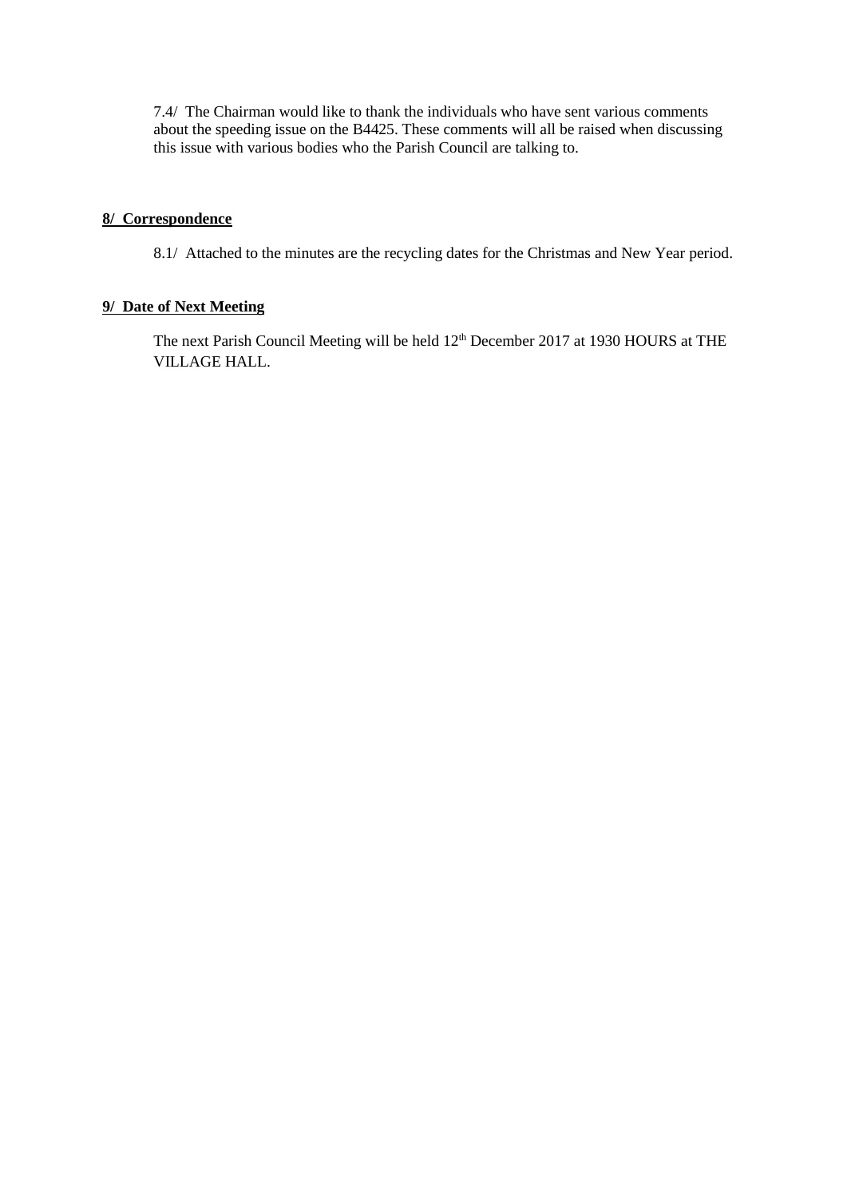7.4/ The Chairman would like to thank the individuals who have sent various comments about the speeding issue on the B4425. These comments will all be raised when discussing this issue with various bodies who the Parish Council are talking to.

**8/ Correspondence**

8.1/ Attached to the minutes are the recycling dates for the Christmas and New Year period.

**9/ Date of Next Meeting**

The next Parish Council Meeting will be held 12th December 2017 at 1930 HOURS at THE VILLAGE HALL.